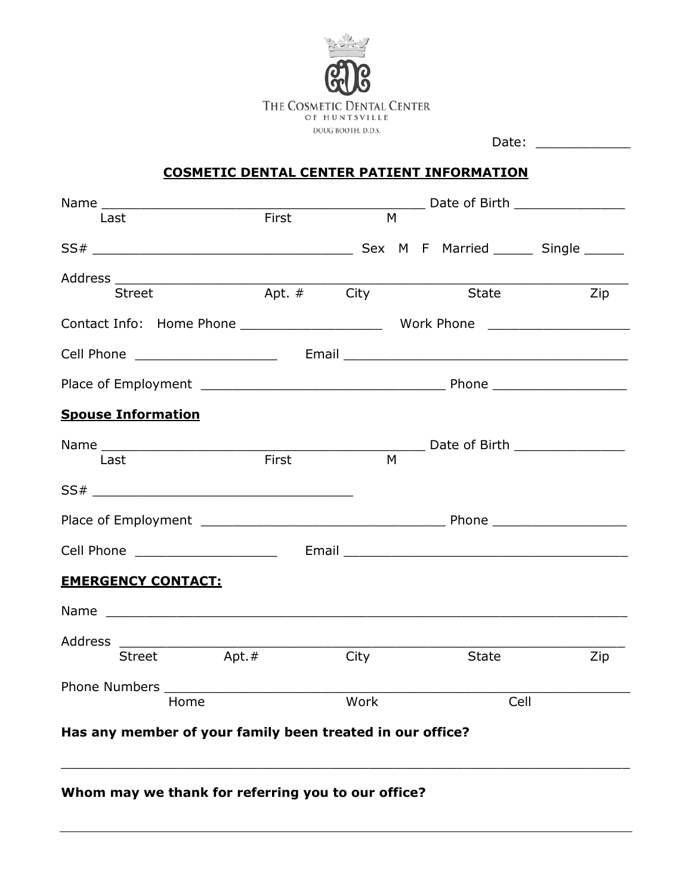THE COSMETIC DENTAL CENTER
OF HUNTSVILLE
DOUG BOOTH, D.D.S.

Date: ___________

## COSMETIC DENTAL CENTER PATIENT INFORMATION

Name ________________________________________ Date of Birth ______________
Last First M

SS# ________________________________ Sex M F Married _____ Single _____

Address ________________________________________________________________
Street Apt. # City State Zip

Contact Info: Home Phone __________________ Work Phone __________________

Cell Phone __________________ Email ____________________________________

Place of Employment _______________________________ Phone _________________

**Spouse Information**

Name ________________________________________ Date of Birth ______________
Last First M

SS# ________________________________

Place of Employment _______________________________ Phone _________________

Cell Phone __________________ Email ____________________________________

**EMERGENCY CONTACT:**

Name ___________________________________________________________________

Address ________________________________________________________________
Street Apt.# City State Zip

Phone Numbers __________________________________________________________
Home Work Cell

**Has any member of your family been treated in our office?**

________________________________________________________________________

**Whom may we thank for referring you to our office?**

________________________________________________________________________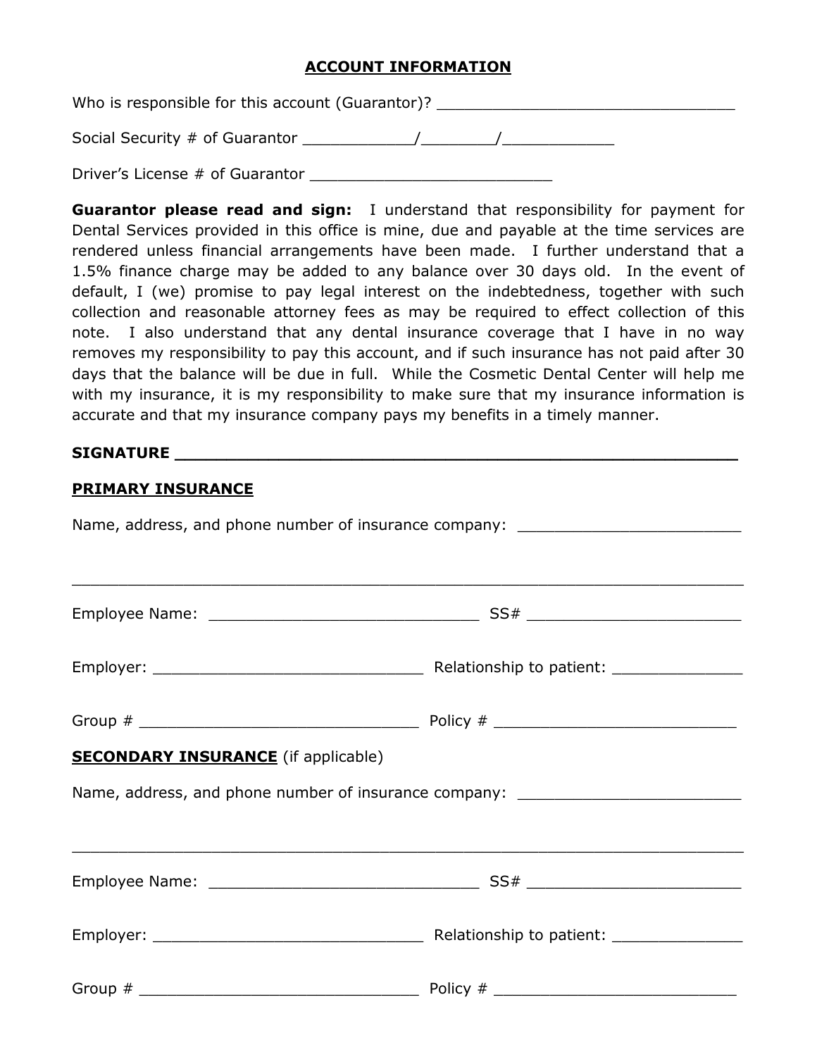## ACCOUNT INFORMATION

Who is responsible for this account (Guarantor)? ________________________________

Social Security # of Guarantor ___________/_______/___________

Driver's License # of Guarantor _________________________

**Guarantor please read and sign:** I understand that responsibility for payment for Dental Services provided in this office is mine, due and payable at the time services are rendered unless financial arrangements have been made. I further understand that a 1.5% finance charge may be added to any balance over 30 days old. In the event of default, I (we) promise to pay legal interest on the indebtedness, together with such collection and reasonable attorney fees as may be required to effect collection of this note. I also understand that any dental insurance coverage that I have in no way removes my responsibility to pay this account, and if such insurance has not paid after 30 days that the balance will be due in full. While the Cosmetic Dental Center will help me with my insurance, it is my responsibility to make sure that my insurance information is accurate and that my insurance company pays my benefits in a timely manner.

**SIGNATURE** _______________________________________________

**PRIMARY INSURANCE**

Name, address, and phone number of insurance company: ________________________

_________________________________________________________________________

Employee Name: ____________________________ SS# ________________________

Employer: ____________________________ Relationship to patient: ______________

Group # _____________________________ Policy # __________________________

**SECONDARY INSURANCE** (if applicable)

Name, address, and phone number of insurance company: ________________________

_________________________________________________________________________

Employee Name: ____________________________ SS# ________________________

Employer: ____________________________ Relationship to patient: ______________

Group # _____________________________ Policy # __________________________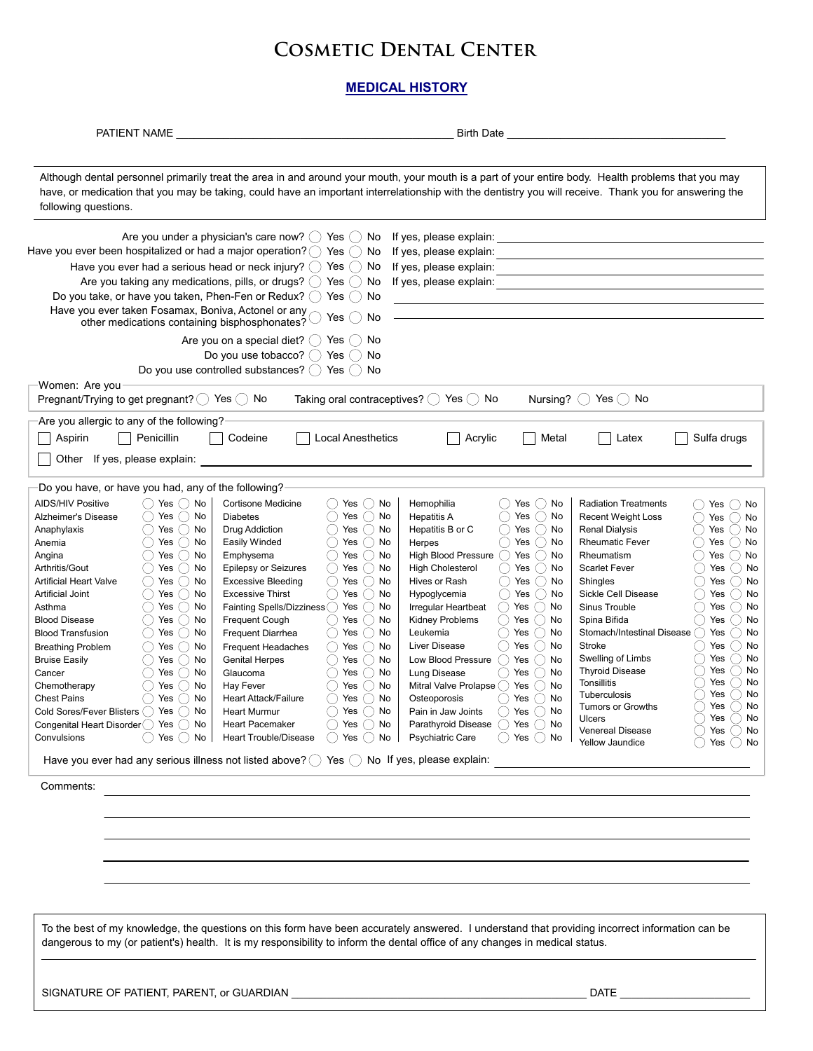# Cosmetic Dental Center

## MEDICAL HISTORY

PATIENT NAME ____________________________________________ Birth Date ____________________________________

Although dental personnel primarily treat the area in and around your mouth, your mouth is a part of your entire body. Health problems that you may have, or medication that you may be taking, could have an important interrelationship with the dentistry you will receive. Thank you for answering the following questions.

Are you under a physician's care now? ◯ Yes ◯ No If yes, please explain: ____________________________

Have you ever been hospitalized or had a major operation? ◯ Yes ◯ No If yes, please explain: ____________________________

Have you ever had a serious head or neck injury? ◯ Yes ◯ No If yes, please explain: ____________________________

Are you taking any medications, pills, or drugs? ◯ Yes ◯ No If yes, please explain: ____________________________

Do you take, or have you taken, Phen-Fen or Redux? ◯ Yes ◯ No ____________________________

Have you ever taken Fosamax, Boniva, Actonel or any other medications containing bisphosphonates? ◯ Yes ◯ No ____________________________

Are you on a special diet? ◯ Yes ◯ No

Do you use tobacco? ◯ Yes ◯ No

Do you use controlled substances? ◯ Yes ◯ No

**Women: Are you**

Pregnant/Trying to get pregnant? ◯ Yes ◯ No Taking oral contraceptives? ◯ Yes ◯ No Nursing? ◯ Yes ◯ No

**Are you allergic to any of the following?**

☐ Aspirin ☐ Penicillin ☐ Codeine ☐ Local Anesthetics ☐ Acrylic ☐ Metal ☐ Latex ☐ Sulfa drugs

☐ Other If yes, please explain: ____________________________

**Do you have, or have you had, any of the following?**

| | | | | | | | |
|---|---|---|---|---|---|---|---|
| AIDS/HIV Positive | ◯ Yes ◯ No | Cortisone Medicine | ◯ Yes ◯ No | Hemophilia | ◯ Yes ◯ No | Radiation Treatments | ◯ Yes ◯ No |
| Alzheimer's Disease | ◯ Yes ◯ No | Diabetes | ◯ Yes ◯ No | Hepatitis A | ◯ Yes ◯ No | Recent Weight Loss | ◯ Yes ◯ No |
| Anaphylaxis | ◯ Yes ◯ No | Drug Addiction | ◯ Yes ◯ No | Hepatitis B or C | ◯ Yes ◯ No | Renal Dialysis | ◯ Yes ◯ No |
| Anemia | ◯ Yes ◯ No | Easily Winded | ◯ Yes ◯ No | Herpes | ◯ Yes ◯ No | Rheumatic Fever | ◯ Yes ◯ No |
| Angina | ◯ Yes ◯ No | Emphysema | ◯ Yes ◯ No | High Blood Pressure | ◯ Yes ◯ No | Rheumatism | ◯ Yes ◯ No |
| Arthritis/Gout | ◯ Yes ◯ No | Epilepsy or Seizures | ◯ Yes ◯ No | High Cholesterol | ◯ Yes ◯ No | Scarlet Fever | ◯ Yes ◯ No |
| Artificial Heart Valve | ◯ Yes ◯ No | Excessive Bleeding | ◯ Yes ◯ No | Hives or Rash | ◯ Yes ◯ No | Shingles | ◯ Yes ◯ No |
| Artificial Joint | ◯ Yes ◯ No | Excessive Thirst | ◯ Yes ◯ No | Hypoglycemia | ◯ Yes ◯ No | Sickle Cell Disease | ◯ Yes ◯ No |
| Asthma | ◯ Yes ◯ No | Fainting Spells/Dizziness | ◯ Yes ◯ No | Irregular Heartbeat | ◯ Yes ◯ No | Sinus Trouble | ◯ Yes ◯ No |
| Blood Disease | ◯ Yes ◯ No | Frequent Cough | ◯ Yes ◯ No | Kidney Problems | ◯ Yes ◯ No | Spina Bifida | ◯ Yes ◯ No |
| Blood Transfusion | ◯ Yes ◯ No | Frequent Diarrhea | ◯ Yes ◯ No | Leukemia | ◯ Yes ◯ No | Stomach/Intestinal Disease | ◯ Yes ◯ No |
| Breathing Problem | ◯ Yes ◯ No | Frequent Headaches | ◯ Yes ◯ No | Liver Disease | ◯ Yes ◯ No | Stroke | ◯ Yes ◯ No |
| Bruise Easily | ◯ Yes ◯ No | Genital Herpes | ◯ Yes ◯ No | Low Blood Pressure | ◯ Yes ◯ No | Swelling of Limbs | ◯ Yes ◯ No |
| Cancer | ◯ Yes ◯ No | Glaucoma | ◯ Yes ◯ No | Lung Disease | ◯ Yes ◯ No | Thyroid Disease | ◯ Yes ◯ No |
| Chemotherapy | ◯ Yes ◯ No | Hay Fever | ◯ Yes ◯ No | Mitral Valve Prolapse | ◯ Yes ◯ No | Tonsillitis | ◯ Yes ◯ No |
| Chest Pains | ◯ Yes ◯ No | Heart Attack/Failure | ◯ Yes ◯ No | Osteoporosis | ◯ Yes ◯ No | Tuberculosis | ◯ Yes ◯ No |
| Cold Sores/Fever Blisters | ◯ Yes ◯ No | Heart Murmur | ◯ Yes ◯ No | Pain in Jaw Joints | ◯ Yes ◯ No | Tumors or Growths | ◯ Yes ◯ No |
| Congenital Heart Disorder | ◯ Yes ◯ No | Heart Pacemaker | ◯ Yes ◯ No | Parathyroid Disease | ◯ Yes ◯ No | Ulcers | ◯ Yes ◯ No |
| Convulsions | ◯ Yes ◯ No | Heart Trouble/Disease | ◯ Yes ◯ No | Psychiatric Care | ◯ Yes ◯ No | Venereal Disease | ◯ Yes ◯ No |
| | | | | | | Yellow Jaundice | ◯ Yes ◯ No |

Have you ever had any serious illness not listed above? ◯ Yes ◯ No If yes, please explain: ____________________________

Comments: ____________________________________________________________

____________________________________________________________

____________________________________________________________

____________________________________________________________

____________________________________________________________

To the best of my knowledge, the questions on this form have been accurately answered. I understand that providing incorrect information can be dangerous to my (or patient's) health. It is my responsibility to inform the dental office of any changes in medical status.

SIGNATURE OF PATIENT, PARENT, or GUARDIAN ____________________________________________ DATE ____________________